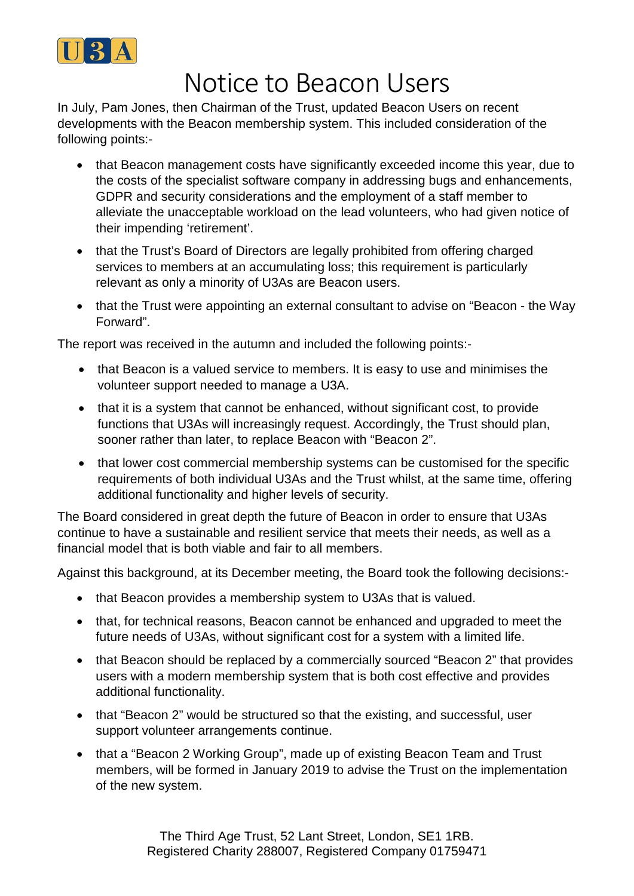# Notice to Beacon Users

In July, Pam Jones, then Chairman of the Trust, updated Beacon Users on recent developments with the Beacon membership system. This included consideration of the following points:-

- that Beacon management costs have significantly exceeded income this year, due to the costs of the specialist software company in addressing bugs and enhancements, GDPR and security considerations and the employment of a staff member to alleviate the unacceptable workload on the lead volunteers, who had given notice of their impending 'retirement'.
- that the Trust's Board of Directors are legally prohibited from offering charged services to members at an accumulating loss; this requirement is particularly relevant as only a minority of U3As are Beacon users.
- that the Trust were appointing an external consultant to advise on "Beacon - the Way Forward".

The report was received in the autumn and included the following points:-

- that Beacon is a valued service to members. It is easy to use and minimises the volunteer support needed to manage a U3A.
- that it is a system that cannot be enhanced, without significant cost, to provide functions that U3As will increasingly request. Accordingly, the Trust should plan, sooner rather than later, to replace Beacon with "Beacon 2".
- that lower cost commercial membership systems can be customised for the specific requirements of both individual U3As and the Trust whilst, at the same time, offering additional functionality and higher levels of security.

The Board considered in great depth the future of Beacon in order to ensure that U3As continue to have a sustainable and resilient service that meets their needs, as well as a financial model that is both viable and fair to all members.

Against this background, at its December meeting, the Board took the following decisions:-

- that Beacon provides a membership system to U3As that is valued.
- that, for technical reasons, Beacon cannot be enhanced and upgraded to meet the future needs of U3As, without significant cost for a system with a limited life.
- that Beacon should be replaced by a commercially sourced "Beacon 2" that provides users with a modern membership system that is both cost effective and provides additional functionality.
- that "Beacon 2" would be structured so that the existing, and successful, user support volunteer arrangements continue.
- that a "Beacon 2 Working Group", made up of existing Beacon Team and Trust members, will be formed in January 2019 to advise the Trust on the implementation of the new system.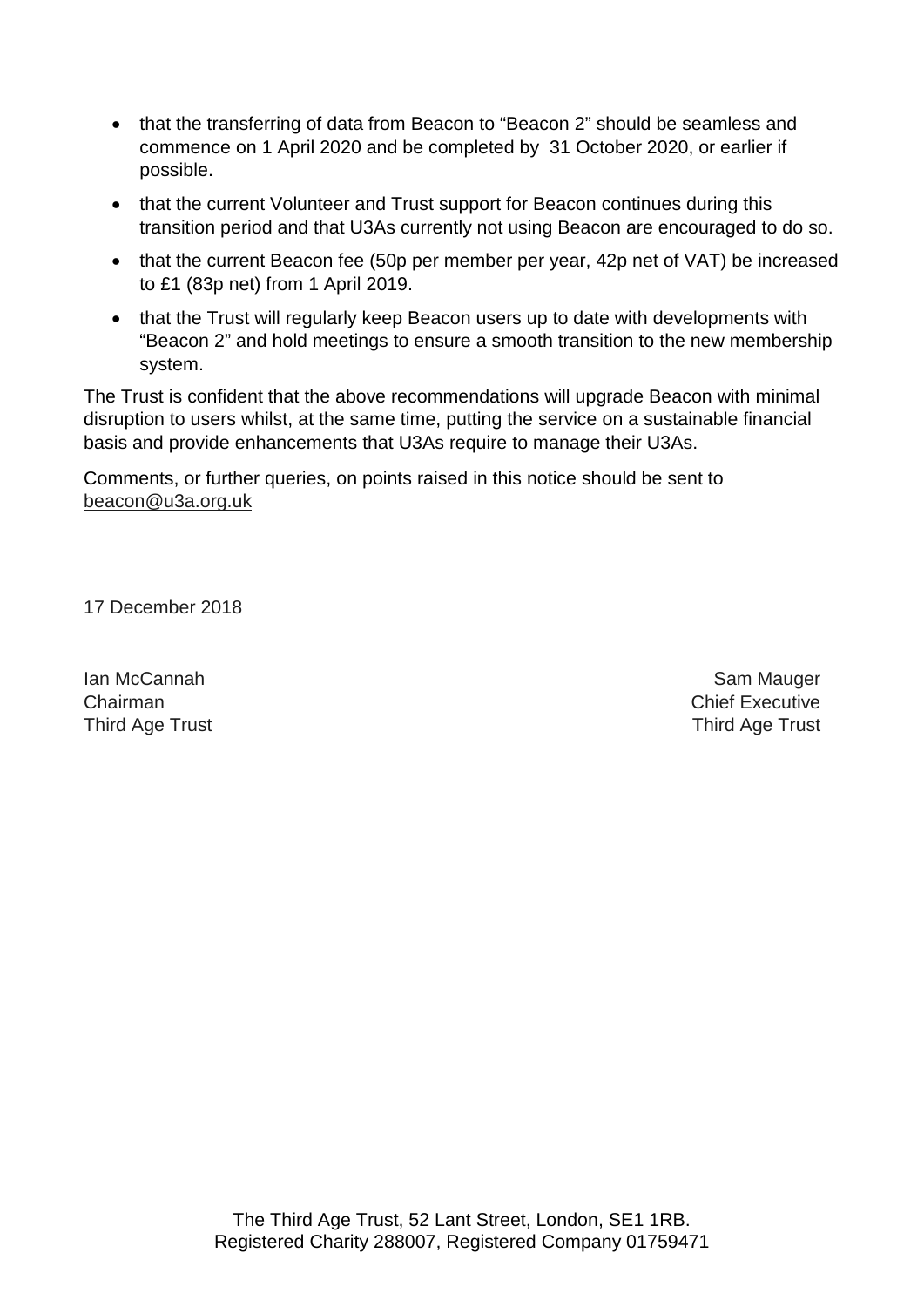- that the transferring of data from Beacon to "Beacon 2" should be seamless and commence on 1 April 2020 and be completed by 31 October 2020, or earlier if possible.
- that the current Volunteer and Trust support for Beacon continues during this transition period and that U3As currently not using Beacon are encouraged to do so.
- that the current Beacon fee (50p per member per year, 42p net of VAT) be increased to £1 (83p net) from 1 April 2019.
- that the Trust will regularly keep Beacon users up to date with developments with "Beacon 2" and hold meetings to ensure a smooth transition to the new membership system.

The Trust is confident that the above recommendations will upgrade Beacon with minimal disruption to users whilst, at the same time, putting the service on a sustainable financial basis and provide enhancements that U3As require to manage their U3As.

Comments, or further queries, on points raised in this notice should be sent to beacon@u3a.org.uk

17 December 2018

Ian McCannah
Chairman
Third Age Trust

Sam Mauger
Chief Executive
Third Age Trust

The Third Age Trust, 52 Lant Street, London, SE1 1RB.
Registered Charity 288007, Registered Company 01759471